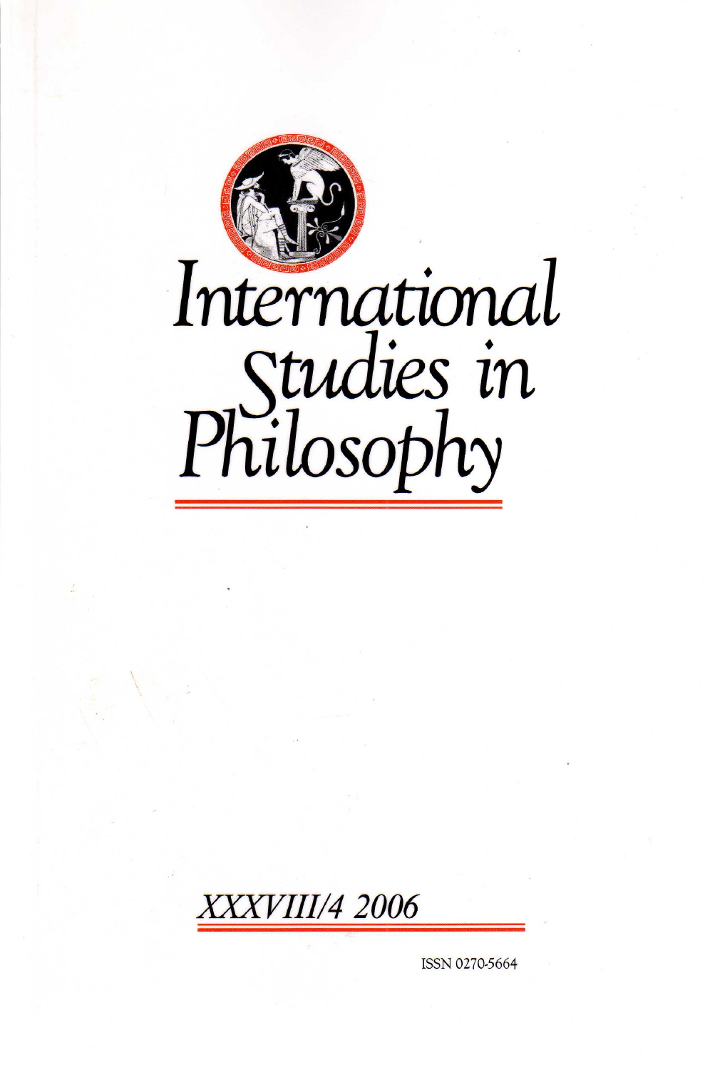# International Studies in Philosophy

*XXXVIII/4 2006*

ISSN 0270-5664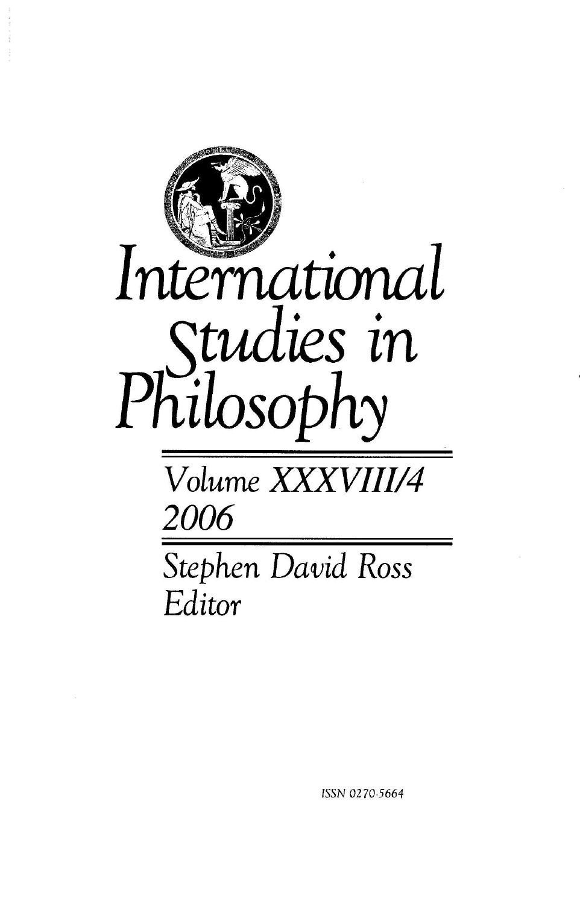# International Studies in Philosophy

Volume XXXVIII/4
2006

Stephen David Ross
Editor

ISSN 0270-5664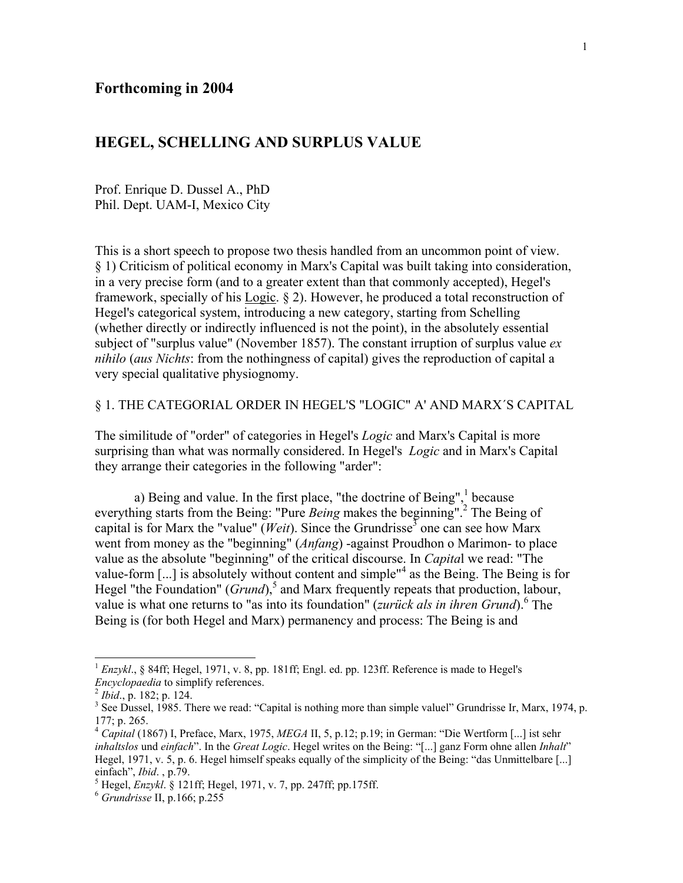**Forthcoming in 2004**

## HEGEL, SCHELLING AND SURPLUS VALUE

Prof. Enrique D. Dussel A., PhD
Phil. Dept. UAM-I, Mexico City

This is a short speech to propose two thesis handled from an uncommon point of view. § 1) Criticism of political economy in Marx's Capital was built taking into consideration, in a very precise form (and to a greater extent than that commonly accepted), Hegel's framework, specially of his Logic. § 2). However, he produced a total reconstruction of Hegel's categorical system, introducing a new category, starting from Schelling (whether directly or indirectly influenced is not the point), in the absolutely essential subject of "surplus value" (November 1857). The constant irruption of surplus value *ex nihilo* (*aus Nichts*: from the nothingness of capital) gives the reproduction of capital a very special qualitative physiognomy.

### § 1. THE CATEGORIAL ORDER IN HEGEL'S "LOGIC" A' AND MARX´S CAPITAL

The similitude of "order" of categories in Hegel's *Logic* and Marx's Capital is more surprising than what was normally considered. In Hegel's *Logic* and in Marx's Capital they arrange their categories in the following "arder":

a) Being and value. In the first place, "the doctrine of Being",[1] because everything starts from the Being: "Pure *Being* makes the beginning".[2] The Being of capital is for Marx the "value" (*Weit*). Since the Grundrisse[3] one can see how Marx went from money as the "beginning" (*Anfang*) -against Proudhon o Marimon- to place value as the absolute "beginning" of the critical discourse. In *Capital* we read: "The value-form [...] is absolutely without content and simple"[4] as the Being. The Being is for Hegel "the Foundation" (*Grund*),[5] and Marx frequently repeats that production, labour, value is what one returns to "as into its foundation" (*zurück als in ihren Grund*).[6] The Being is (for both Hegel and Marx) permanency and process: The Being is and

---

[1] *Enzykl*., § 84ff; Hegel, 1971, v. 8, pp. 181ff; Engl. ed. pp. 123ff. Reference is made to Hegel's *Encyclopaedia* to simplify references.

[2] *Ibid*., p. 182; p. 124.

[3] See Dussel, 1985. There we read: "Capital is nothing more than simple valuel" Grundrisse Ir, Marx, 1974, p. 177; p. 265.

[4] *Capital* (1867) I, Preface, Marx, 1975, *MEGA* II, 5, p.12; p.19; in German: "Die Wertform [...] ist sehr *inhaltslos* und *einfach*". In the *Great Logic*. Hegel writes on the Being: "[...] ganz Form ohne allen *Inhalt*" Hegel, 1971, v. 5, p. 6. Hegel himself speaks equally of the simplicity of the Being: "das Unmittelbare [...] einfach", *Ibid*. , p.79.

[5] Hegel, *Enzykl*. § 121ff; Hegel, 1971, v. 7, pp. 247ff; pp.175ff.

[6] *Grundrisse* II, p.166; p.255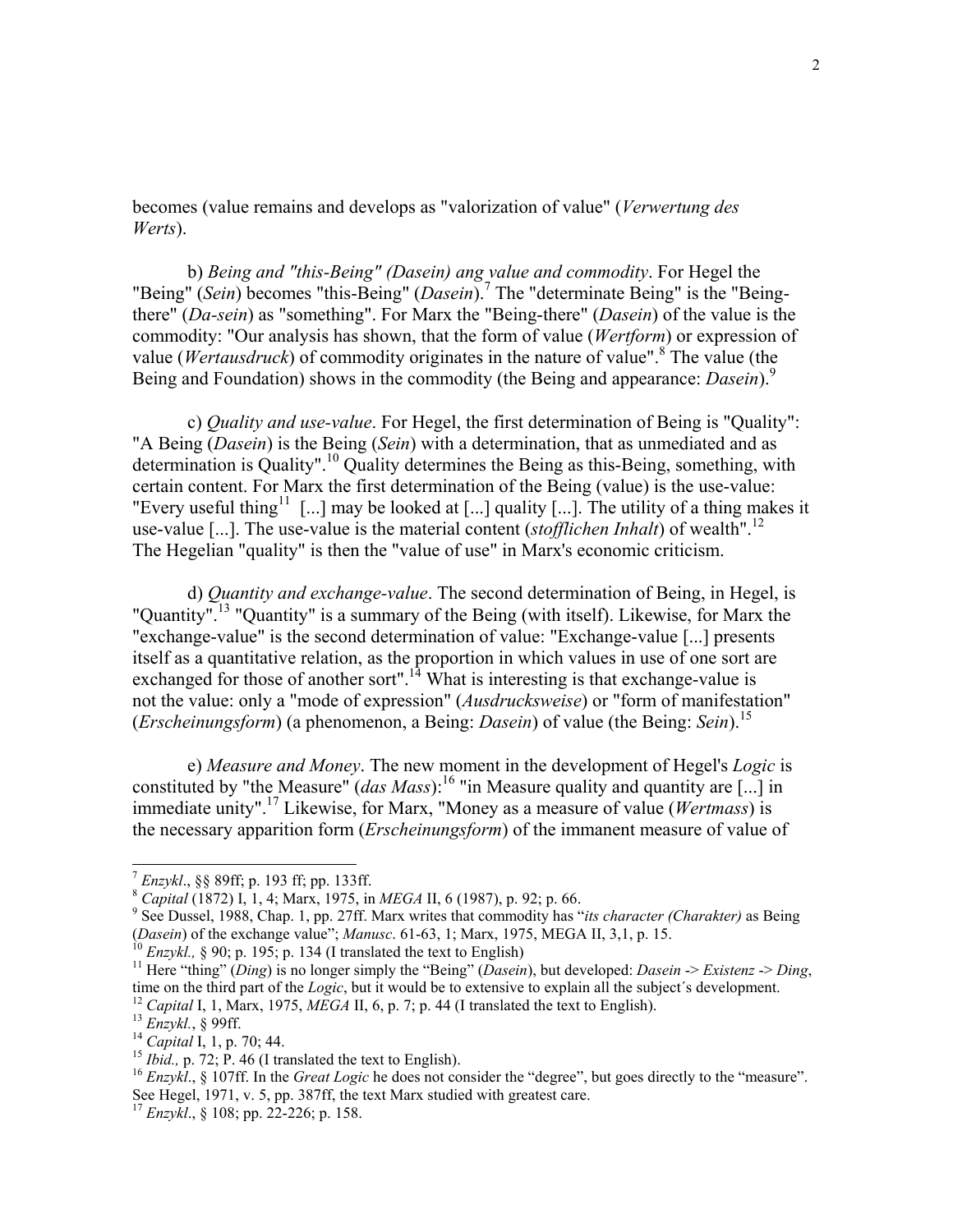becomes (value remains and develops as "valorization of value" (*Verwertung des Werts*).

b) *Being and "this-Being" (Dasein) ang value and commodity*. For Hegel the "Being" (*Sein*) becomes "this-Being" (*Dasein*).[7] The "determinate Being" is the "Being-there" (*Da-sein*) as "something". For Marx the "Being-there" (*Dasein*) of the value is the commodity: "Our analysis has shown, that the form of value (*Wertform*) or expression of value (*Wertausdruck*) of commodity originates in the nature of value".[8] The value (the Being and Foundation) shows in the commodity (the Being and appearance: *Dasein*).[9]

c) *Quality and use-value*. For Hegel, the first determination of Being is "Quality": "A Being (*Dasein*) is the Being (*Sein*) with a determination, that as unmediated and as determination is Quality".[10] Quality determines the Being as this-Being, something, with certain content. For Marx the first determination of the Being (value) is the use-value: "Every useful thing[11] [...] may be looked at [...] quality [...]. The utility of a thing makes it use-value [...]. The use-value is the material content (*stofflichen Inhalt*) of wealth".[12] The Hegelian "quality" is then the "value of use" in Marx's economic criticism.

d) *Quantity and exchange-value*. The second determination of Being, in Hegel, is "Quantity".[13] "Quantity" is a summary of the Being (with itself). Likewise, for Marx the "exchange-value" is the second determination of value: "Exchange-value [...] presents itself as a quantitative relation, as the proportion in which values in use of one sort are exchanged for those of another sort".[14] What is interesting is that exchange-value is not the value: only a "mode of expression" (*Ausdrucksweise*) or "form of manifestation" (*Erscheinungsform*) (a phenomenon, a Being: *Dasein*) of value (the Being: *Sein*).[15]

e) *Measure and Money*. The new moment in the development of Hegel's *Logic* is constituted by "the Measure" (*das Mass*):[16] "in Measure quality and quantity are [...] in immediate unity".[17] Likewise, for Marx, "Money as a measure of value (*Wertmass*) is the necessary apparition form (*Erscheinungsform*) of the immanent measure of value of

---

[7] *Enzykl*., §§ 89ff; p. 193 ff; pp. 133ff.

[8] *Capital* (1872) I, 1, 4; Marx, 1975, in *MEGA* II, 6 (1987), p. 92; p. 66.

[9] See Dussel, 1988, Chap. 1, pp. 27ff. Marx writes that commodity has "*its character (Charakter)* as Being (*Dasein*) of the exchange value"; *Manusc*. 61-63, 1; Marx, 1975, MEGA II, 3,1, p. 15.

[10] *Enzykl.,* § 90; p. 195; p. 134 (I translated the text to English)

[11] Here "thing" (*Ding*) is no longer simply the "Being" (*Dasein*), but developed: *Dasein* -> *Existenz* -> *Ding*, time on the third part of the *Logic*, but it would be to extensive to explain all the subject´s development.

[12] *Capital* I, 1, Marx, 1975, *MEGA* II, 6, p. 7; p. 44 (I translated the text to English).

[13] *Enzykl.*, § 99ff.

[14] *Capital* I, 1, p. 70; 44.

[15] *Ibid.,* p. 72; P. 46 (I translated the text to English).

[16] *Enzykl*., § 107ff. In the *Great Logic* he does not consider the "degree", but goes directly to the "measure". See Hegel, 1971, v. 5, pp. 387ff, the text Marx studied with greatest care.

[17] *Enzykl*., § 108; pp. 22-226; p. 158.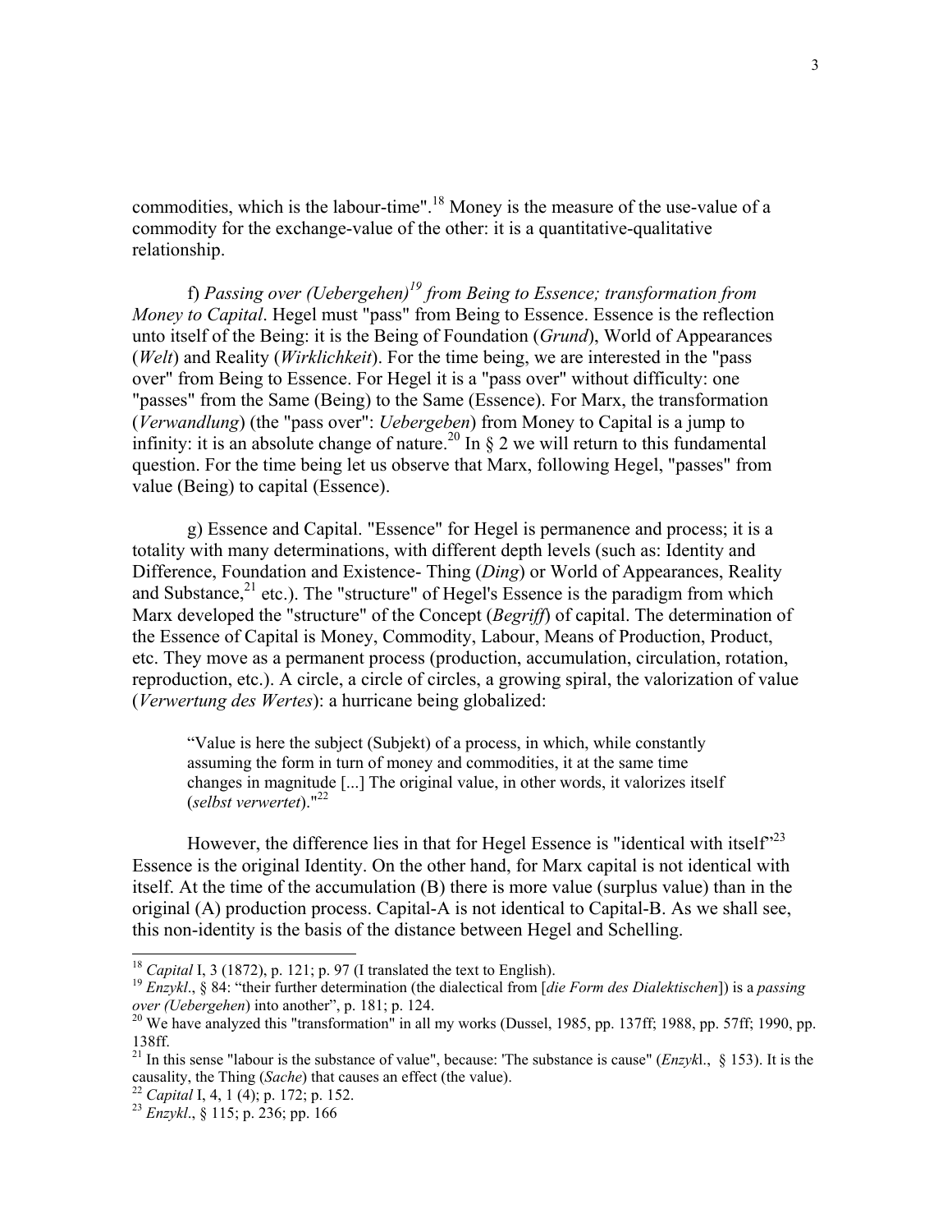commodities, which is the labour-time".[18] Money is the measure of the use-value of a commodity for the exchange-value of the other: it is a quantitative-qualitative relationship.

f) *Passing over (Uebergehen)[19] from Being to Essence; transformation from Money to Capital*. Hegel must "pass" from Being to Essence. Essence is the reflection unto itself of the Being: it is the Being of Foundation (*Grund*), World of Appearances (*Welt*) and Reality (*Wirklichkeit*). For the time being, we are interested in the "pass over" from Being to Essence. For Hegel it is a "pass over" without difficulty: one "passes" from the Same (Being) to the Same (Essence). For Marx, the transformation (*Verwandlung*) (the "pass over": *Uebergeben*) from Money to Capital is a jump to infinity: it is an absolute change of nature.[20] In § 2 we will return to this fundamental question. For the time being let us observe that Marx, following Hegel, "passes" from value (Being) to capital (Essence).

g) Essence and Capital. "Essence" for Hegel is permanence and process; it is a totality with many determinations, with different depth levels (such as: Identity and Difference, Foundation and Existence- Thing (*Ding*) or World of Appearances, Reality and Substance,[21] etc.). The "structure" of Hegel's Essence is the paradigm from which Marx developed the "structure" of the Concept (*Begriff*) of capital. The determination of the Essence of Capital is Money, Commodity, Labour, Means of Production, Product, etc. They move as a permanent process (production, accumulation, circulation, rotation, reproduction, etc.). A circle, a circle of circles, a growing spiral, the valorization of value (*Verwertung des Wertes*): a hurricane being globalized:

> "Value is here the subject (Subjekt) of a process, in which, while constantly assuming the form in turn of money and commodities, it at the same time changes in magnitude [...] The original value, in other words, it valorizes itself (*selbst verwertet*)."[22]

However, the difference lies in that for Hegel Essence is "identical with itself"[23] Essence is the original Identity. On the other hand, for Marx capital is not identical with itself. At the time of the accumulation (B) there is more value (surplus value) than in the original (A) production process. Capital-A is not identical to Capital-B. As we shall see, this non-identity is the basis of the distance between Hegel and Schelling.

---

[18] *Capital* I, 3 (1872), p. 121; p. 97 (I translated the text to English).

[19] *Enzykl*., § 84: "their further determination (the dialectical from [*die Form des Dialektischen*]) is a *passing over (Uebergehen*) into another", p. 181; p. 124.

[20] We have analyzed this "transformation" in all my works (Dussel, 1985, pp. 137ff; 1988, pp. 57ff; 1990, pp. 138ff.

[21] In this sense "labour is the substance of value", because: 'The substance is cause" (*Enzyk*l., § 153). It is the causality, the Thing (*Sache*) that causes an effect (the value).

[22] *Capital* I, 4, 1 (4); p. 172; p. 152.

[23] *Enzykl*., § 115; p. 236; pp. 166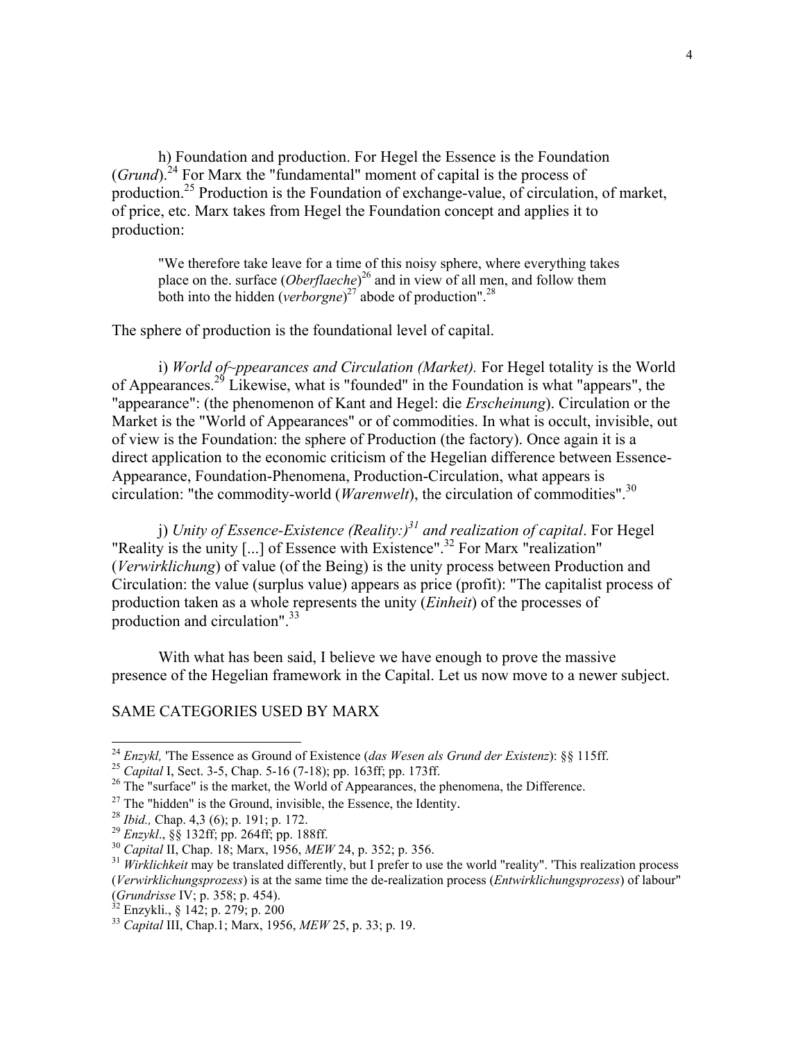h) Foundation and production. For Hegel the Essence is the Foundation (*Grund*).[24] For Marx the "fundamental" moment of capital is the process of production.[25] Production is the Foundation of exchange-value, of circulation, of market, of price, etc. Marx takes from Hegel the Foundation concept and applies it to production:

> "We therefore take leave for a time of this noisy sphere, where everything takes place on the. surface (*Oberflaeche*)[26] and in view of all men, and follow them both into the hidden (*verborgne*)[27] abode of production".[28]

The sphere of production is the foundational level of capital.

i) *World of~ppearances and Circulation (Market).* For Hegel totality is the World of Appearances.[29] Likewise, what is "founded" in the Foundation is what "appears", the "appearance": (the phenomenon of Kant and Hegel: die *Erscheinung*). Circulation or the Market is the "World of Appearances" or of commodities. In what is occult, invisible, out of view is the Foundation: the sphere of Production (the factory). Once again it is a direct application to the economic criticism of the Hegelian difference between Essence-Appearance, Foundation-Phenomena, Production-Circulation, what appears is circulation: "the commodity-world (*Warenwelt*), the circulation of commodities".[30]

j) *Unity of Essence-Existence (Reality:)*[31] *and realization of capital*. For Hegel "Reality is the unity [...] of Essence with Existence".[32] For Marx "realization" (*Verwirklichung*) of value (of the Being) is the unity process between Production and Circulation: the value (surplus value) appears as price (profit): "The capitalist process of production taken as a whole represents the unity (*Einheit*) of the processes of production and circulation".[33]

With what has been said, I believe we have enough to prove the massive presence of the Hegelian framework in the Capital. Let us now move to a newer subject.

## SAME CATEGORIES USED BY MARX

---

[24] *Enzykl,* 'The Essence as Ground of Existence (*das Wesen als Grund der Existenz*): §§ 115ff.

[25] *Capital* I, Sect. 3-5, Chap. 5-16 (7-18); pp. 163ff; pp. 173ff.

[26] The "surface" is the market, the World of Appearances, the phenomena, the Difference.

[27] The "hidden" is the Ground, invisible, the Essence, the Identity.

[28] *Ibid.,* Chap. 4,3 (6); p. 191; p. 172.

[29] *Enzykl*., §§ 132ff; pp. 264ff; pp. 188ff.

[30] *Capital* II, Chap. 18; Marx, 1956, *MEW* 24, p. 352; p. 356.

[31] *Wirklichkeit* may be translated differently, but I prefer to use the world "reality". 'This realization process (*Verwirklichungsprozess*) is at the same time the de-realization process (*Entwirklichungsprozess*) of labour" (*Grundrisse* IV; p. 358; p. 454).

[32] Enzykli., § 142; p. 279; p. 200

[33] *Capital* III, Chap.1; Marx, 1956, *MEW* 25, p. 33; p. 19.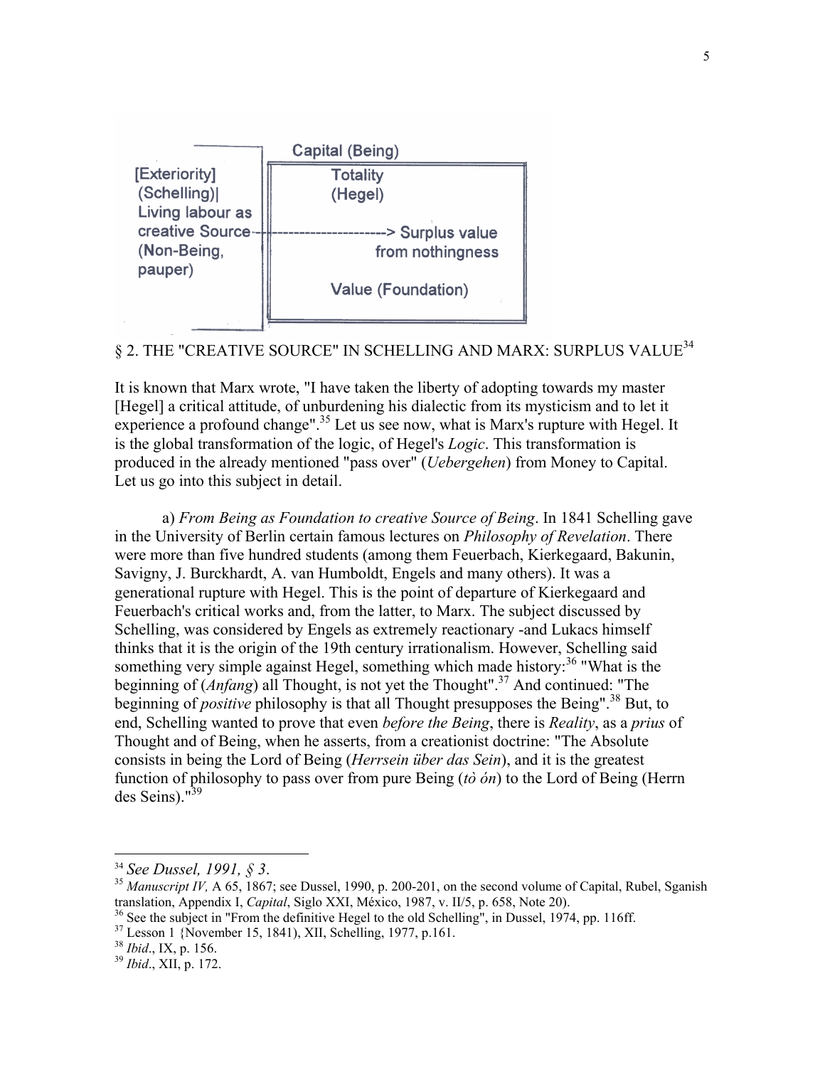[Exteriority] (Schelling)| Living labour as creative Source (Non-Being, pauper) ----------> Surplus value from nothingness

Capital (Being)

Totality (Hegel)

Value (Foundation)

§ 2. THE "CREATIVE SOURCE" IN SCHELLING AND MARX: SURPLUS VALUE[34]

It is known that Marx wrote, "I have taken the liberty of adopting towards my master [Hegel] a critical attitude, of unburdening his dialectic from its mysticism and to let it experience a profound change".[35] Let us see now, what is Marx's rupture with Hegel. It is the global transformation of the logic, of Hegel's *Logic*. This transformation is produced in the already mentioned "pass over" (*Uebergehen*) from Money to Capital. Let us go into this subject in detail.

a) *From Being as Foundation to creative Source of Being*. In 1841 Schelling gave in the University of Berlin certain famous lectures on *Philosophy of Revelation*. There were more than five hundred students (among them Feuerbach, Kierkegaard, Bakunin, Savigny, J. Burckhardt, A. van Humboldt, Engels and many others). It was a generational rupture with Hegel. This is the point of departure of Kierkegaard and Feuerbach's critical works and, from the latter, to Marx. The subject discussed by Schelling, was considered by Engels as extremely reactionary -and Lukacs himself thinks that it is the origin of the 19th century irrationalism. However, Schelling said something very simple against Hegel, something which made history:[36] "What is the beginning of (*Anfang*) all Thought, is not yet the Thought".[37] And continued: "The beginning of *positive* philosophy is that all Thought presupposes the Being".[38] But, to end, Schelling wanted to prove that even *before the Being*, there is *Reality*, as a *prius* of Thought and of Being, when he asserts, from a creationist doctrine: "The Absolute consists in being the Lord of Being (*Herrsein über das Sein*), and it is the greatest function of philosophy to pass over from pure Being (*tò ón*) to the Lord of Being (Herrn des Seins)."[39]

---

[34] *See Dussel, 1991, § 3.*

[35] *Manuscript IV,* A 65, 1867; see Dussel, 1990, p. 200-201, on the second volume of Capital, Rubel, Sganish translation, Appendix I, *Capital*, Siglo XXI, México, 1987, v. II/5, p. 658, Note 20).

[36] See the subject in "From the definitive Hegel to the old Schelling", in Dussel, 1974, pp. 116ff.

[37] Lesson 1 {November 15, 1841), XII, Schelling, 1977, p.161.

[38] *Ibid*., IX, p. 156.

[39] *Ibid*., XII, p. 172.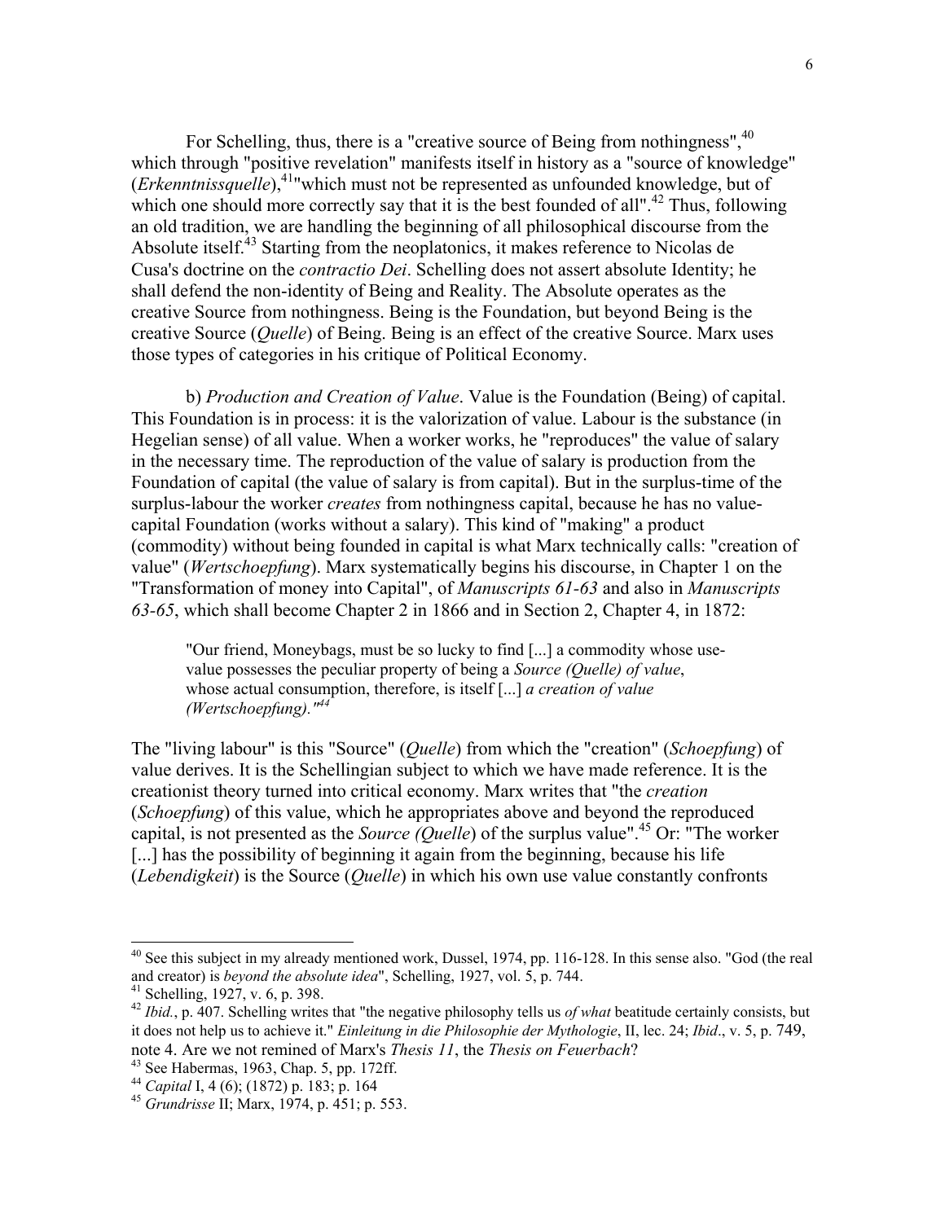For Schelling, thus, there is a "creative source of Being from nothingness",[40] which through "positive revelation" manifests itself in history as a "source of knowledge" (*Erkenntnissquelle*),[41]"which must not be represented as unfounded knowledge, but of which one should more correctly say that it is the best founded of all".[42] Thus, following an old tradition, we are handling the beginning of all philosophical discourse from the Absolute itself.[43] Starting from the neoplatonics, it makes reference to Nicolas de Cusa's doctrine on the *contractio Dei*. Schelling does not assert absolute Identity; he shall defend the non-identity of Being and Reality. The Absolute operates as the creative Source from nothingness. Being is the Foundation, but beyond Being is the creative Source (*Quelle*) of Being. Being is an effect of the creative Source. Marx uses those types of categories in his critique of Political Economy.

b) *Production and Creation of Value*. Value is the Foundation (Being) of capital. This Foundation is in process: it is the valorization of value. Labour is the substance (in Hegelian sense) of all value. When a worker works, he "reproduces" the value of salary in the necessary time. The reproduction of the value of salary is production from the Foundation of capital (the value of salary is from capital). But in the surplus-time of the surplus-labour the worker *creates* from nothingness capital, because he has no value-capital Foundation (works without a salary). This kind of "making" a product (commodity) without being founded in capital is what Marx technically calls: "creation of value" (*Wertschoepfung*). Marx systematically begins his discourse, in Chapter 1 on the "Transformation of money into Capital", of *Manuscripts 61-63* and also in *Manuscripts 63-65*, which shall become Chapter 2 in 1866 and in Section 2, Chapter 4, in 1872:

> "Our friend, Moneybags, must be so lucky to find [...] a commodity whose use-value possesses the peculiar property of being a *Source (Quelle) of value*, whose actual consumption, therefore, is itself [...] *a creation of value (Wertschoepfung)."*[44]

The "living labour" is this "Source" (*Quelle*) from which the "creation" (*Schoepfung*) of value derives. It is the Schellingian subject to which we have made reference. It is the creationist theory turned into critical economy. Marx writes that "the *creation* (*Schoepfung*) of this value, which he appropriates above and beyond the reproduced capital, is not presented as the *Source (Quelle)* of the surplus value".[45] Or: "The worker [...] has the possibility of beginning it again from the beginning, because his life (*Lebendigkeit*) is the Source (*Quelle*) in which his own use value constantly confronts

---

[40] See this subject in my already mentioned work, Dussel, 1974, pp. 116-128. In this sense also. "God (the real and creator) is *beyond the absolute idea*", Schelling, 1927, vol. 5, p. 744.

[41] Schelling, 1927, v. 6, p. 398.

[42] *Ibid.*, p. 407. Schelling writes that "the negative philosophy tells us *of what* beatitude certainly consists, but it does not help us to achieve it." *Einleitung in die Philosophie der Mythologie*, II, lec. 24; *Ibid*., v. 5, p. 749, note 4. Are we not remined of Marx's *Thesis 11*, the *Thesis on Feuerbach*?

[43] See Habermas, 1963, Chap. 5, pp. 172ff.

[44] *Capital* I, 4 (6); (1872) p. 183; p. 164

[45] *Grundrisse* II; Marx, 1974, p. 451; p. 553.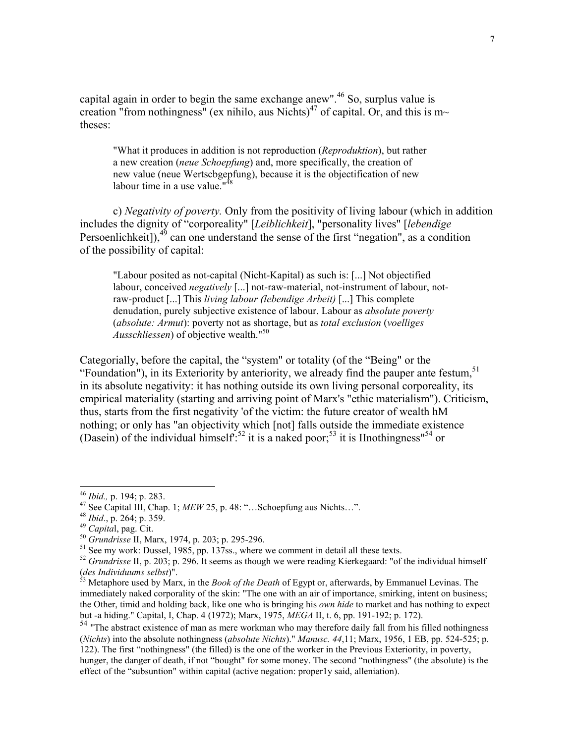capital again in order to begin the same exchange anew".[46] So, surplus value is creation "from nothingness" (ex nihilo, aus Nichts)[47] of capital. Or, and this is m~ theses:

> "What it produces in addition is not reproduction (*Reproduktion*), but rather a new creation (*neue Schoepfung*) and, more specifically, the creation of new value (neue Wertscbgepfung), because it is the objectification of new labour time in a use value."[48]

c) *Negativity of poverty.* Only from the positivity of living labour (which in addition includes the dignity of "corporeality" [*Leiblichkeit*], "personality lives" [*lebendige* Persoenlichkeit]),[49] can one understand the sense of the first "negation", as a condition of the possibility of capital:

> "Labour posited as not-capital (Nicht-Kapital) as such is: [...] Not objectified labour, conceived *negatively* [...] not-raw-material, not-instrument of labour, not-raw-product [...] This *living labour (lebendige Arbeit)* [...] This complete denudation, purely subjective existence of labour. Labour as *absolute poverty* (*absolute: Armut*): poverty not as shortage, but as *total exclusion* (*voelliges Ausschliessen*) of objective wealth."[50]

Categorially, before the capital, the "system" or totality (of the "Being" or the "Foundation"), in its Exteriority by anteriority, we already find the pauper ante festum,[51] in its absolute negativity: it has nothing outside its own living personal corporeality, its empirical materiality (starting and arriving point of Marx's "ethic materialism"). Criticism, thus, starts from the first negativity 'of the victim: the future creator of wealth hM nothing; or only has "an objectivity which [not] falls outside the immediate existence (Dasein) of the individual himself':[52] it is a naked poor;[53] it is IInothingness"[54] or

---

[46] *Ibid.,* p. 194; p. 283.

[47] See Capital III, Chap. 1; *MEW* 25, p. 48: "…Schoepfung aus Nichts…".

[48] *Ibid*., p. 264; p. 359.

[49] *Capita*l, pag. Cit.

[50] *Grundrisse* II, Marx, 1974, p. 203; p. 295-296.

[51] See my work: Dussel, 1985, pp. 137ss., where we comment in detail all these texts.

[52] *Grundrisse* II, p. 203; p. 296. It seems as though we were reading Kierkegaard: "of the individual himself (*des Individuums selbst*)".

[53] Metaphore used by Marx, in the *Book of the Death* of Egypt or, afterwards, by Emmanuel Levinas. The immediately naked corporality of the skin: "The one with an air of importance, smirking, intent on business; the Other, timid and holding back, like one who is bringing his *own hide* to market and has nothing to expect but -a hiding." Capital, I, Chap. 4 (1972); Marx, 1975, *MEGA* II, t. 6, pp. 191-192; p. 172).

[54] "The abstract existence of man as mere workman who may therefore daily fall from his filled nothingness (*Nichts*) into the absolute nothingness (*absolute Nichts*)." *Manusc. 44*,11; Marx, 1956, 1 EB, pp. 524-525; p. 122). The first "nothingness" (the filled) is the one of the worker in the Previous Exteriority, in poverty, hunger, the danger of death, if not "bought" for some money. The second "nothingness" (the absolute) is the effect of the "subsuntion" within capital (active negation: proper1y said, alleniation).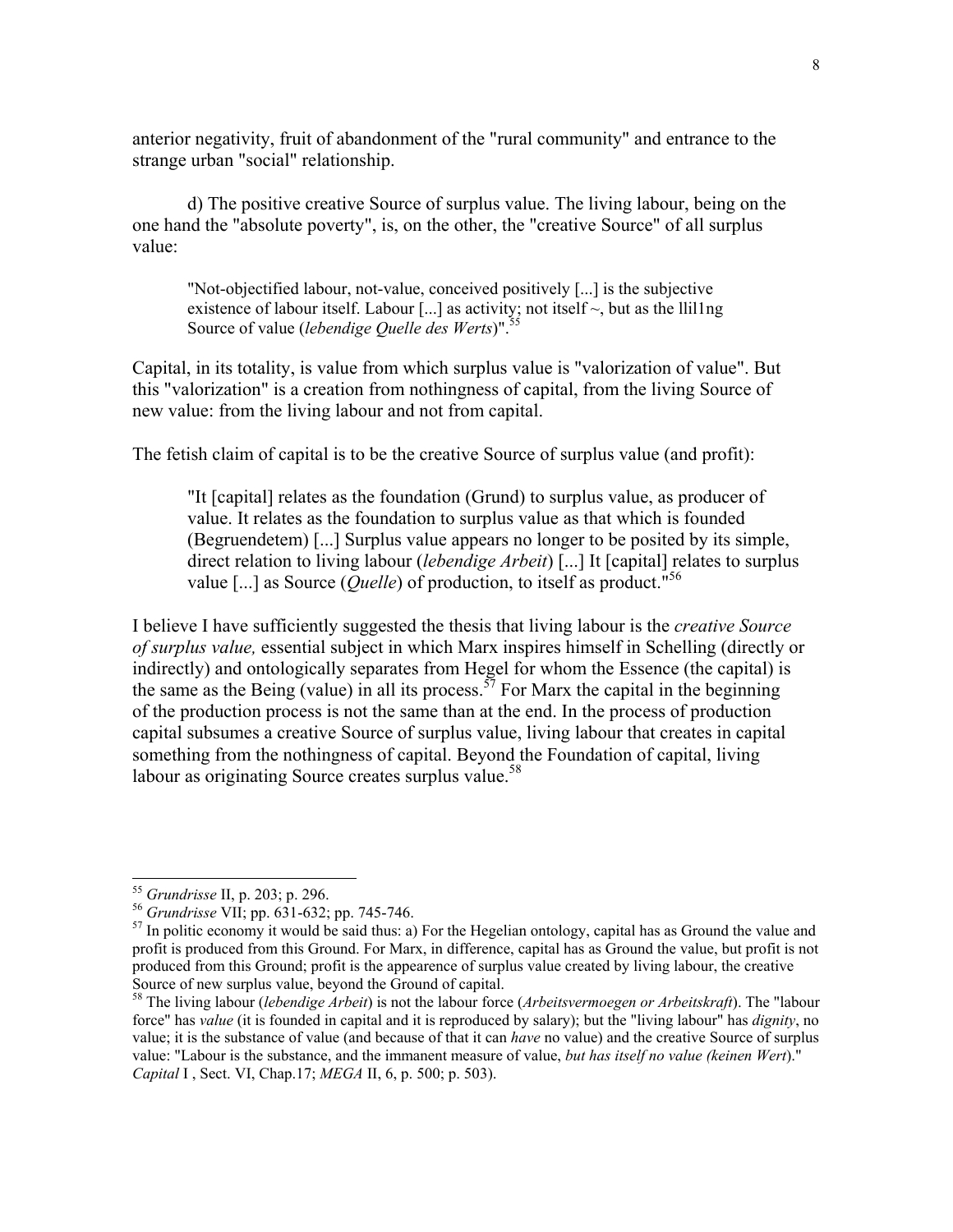anterior negativity, fruit of abandonment of the "rural community" and entrance to the strange urban "social" relationship.

d) The positive creative Source of surplus value. The living labour, being on the one hand the "absolute poverty", is, on the other, the "creative Source" of all surplus value:

> "Not-objectified labour, not-value, conceived positively [...] is the subjective existence of labour itself. Labour [...] as activity; not itself ~, but as the llil1ng Source of value (*lebendige Quelle des Werts*)".[55]

Capital, in its totality, is value from which surplus value is "valorization of value". But this "valorization" is a creation from nothingness of capital, from the living Source of new value: from the living labour and not from capital.

The fetish claim of capital is to be the creative Source of surplus value (and profit):

> "It [capital] relates as the foundation (Grund) to surplus value, as producer of value. It relates as the foundation to surplus value as that which is founded (Begruendetem) [...] Surplus value appears no longer to be posited by its simple, direct relation to living labour (*lebendige Arbeit*) [...] It [capital] relates to surplus value [...] as Source (*Quelle*) of production, to itself as product."[56]

I believe I have sufficiently suggested the thesis that living labour is the *creative Source of surplus value,* essential subject in which Marx inspires himself in Schelling (directly or indirectly) and ontologically separates from Hegel for whom the Essence (the capital) is the same as the Being (value) in all its process.[57] For Marx the capital in the beginning of the production process is not the same than at the end. In the process of production capital subsumes a creative Source of surplus value, living labour that creates in capital something from the nothingness of capital. Beyond the Foundation of capital, living labour as originating Source creates surplus value.[58]

---

[55] *Grundrisse* II, p. 203; p. 296.

[56] *Grundrisse* VII; pp. 631-632; pp. 745-746.

[57] In politic economy it would be said thus: a) For the Hegelian ontology, capital has as Ground the value and profit is produced from this Ground. For Marx, in difference, capital has as Ground the value, but profit is not produced from this Ground; profit is the appearence of surplus value created by living labour, the creative Source of new surplus value, beyond the Ground of capital.

[58] The living labour (*lebendige Arbeit*) is not the labour force (*Arbeitsvermoegen or Arbeitskraft*). The "labour force" has *value* (it is founded in capital and it is reproduced by salary); but the "living labour" has *dignity*, no value; it is the substance of value (and because of that it can *have* no value) and the creative Source of surplus value: "Labour is the substance, and the immanent measure of value, *but has itself no value (keinen Wert)*." *Capital* I , Sect. VI, Chap.17; *MEGA* II, 6, p. 500; p. 503).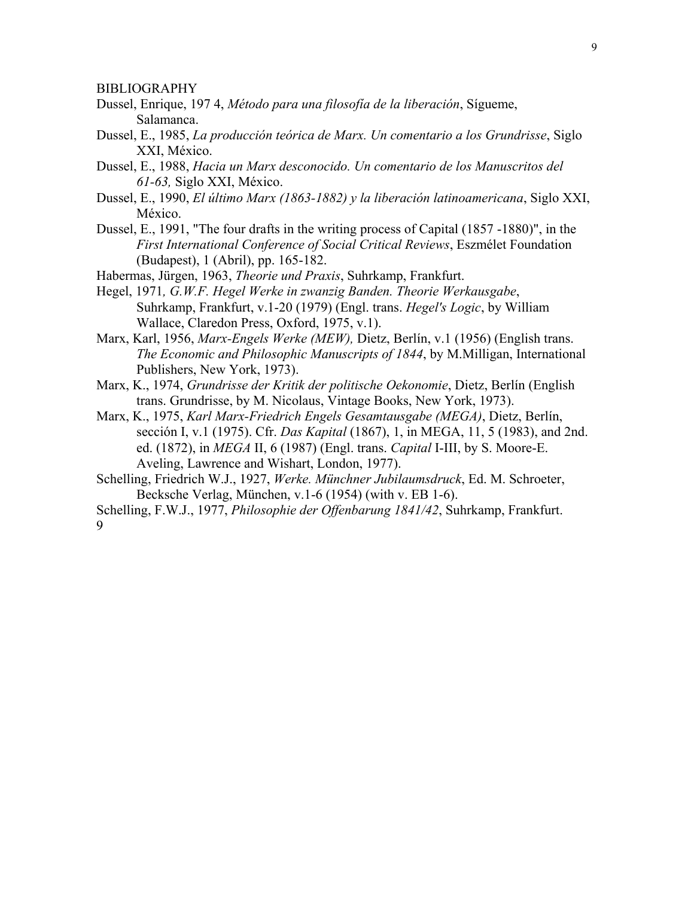BIBLIOGRAPHY

Dussel, Enrique, 197 4, *Método para una filosofía de la liberación*, Sígueme, Salamanca.

Dussel, E., 1985, *La producción teórica de Marx. Un comentario a los Grundrisse*, Siglo XXI, México.

Dussel, E., 1988, *Hacia un Marx desconocido. Un comentario de los Manuscritos del 61-63,* Siglo XXI, México.

Dussel, E., 1990, *El último Marx (1863-1882) y la liberación latinoamericana*, Siglo XXI, México.

Dussel, E., 1991, "The four drafts in the writing process of Capital (1857 -1880)", in the *First International Conference of Social Critical Reviews*, Eszmélet Foundation (Budapest), 1 (Abril), pp. 165-182.

Habermas, Jürgen, 1963, *Theorie und Praxis*, Suhrkamp, Frankfurt.

Hegel, 1971*, G.W.F. Hegel Werke in zwanzig Banden. Theorie Werkausgabe*, Suhrkamp, Frankfurt, v.1-20 (1979) (Engl. trans. *Hegel's Logic*, by William Wallace, Claredon Press, Oxford, 1975, v.1).

Marx, Karl, 1956, *Marx-Engels Werke (MEW),* Dietz, Berlín, v.1 (1956) (English trans. *The Economic and Philosophic Manuscripts of 1844*, by M.Milligan, International Publishers, New York, 1973).

Marx, K., 1974, *Grundrisse der Kritik der politische Oekonomie*, Dietz, Berlín (English trans. Grundrisse, by M. Nicolaus, Vintage Books, New York, 1973).

Marx, K., 1975, *Karl Marx-Friedrich Engels Gesamtausgabe (MEGA)*, Dietz, Berlín, sección I, v.1 (1975). Cfr. *Das Kapital* (1867), 1, in MEGA, 11, 5 (1983), and 2nd. ed. (1872), in *MEGA* II, 6 (1987) (Engl. trans. *Capital* I-III, by S. Moore-E. Aveling, Lawrence and Wishart, London, 1977).

Schelling, Friedrich W.J., 1927, *Werke. Münchner Jubilaumsdruck*, Ed. M. Schroeter, Becksche Verlag, München, v.1-6 (1954) (with v. EB 1-6).

Schelling, F.W.J., 1977, *Philosophie der Offenbarung 1841/42*, Suhrkamp, Frankfurt.